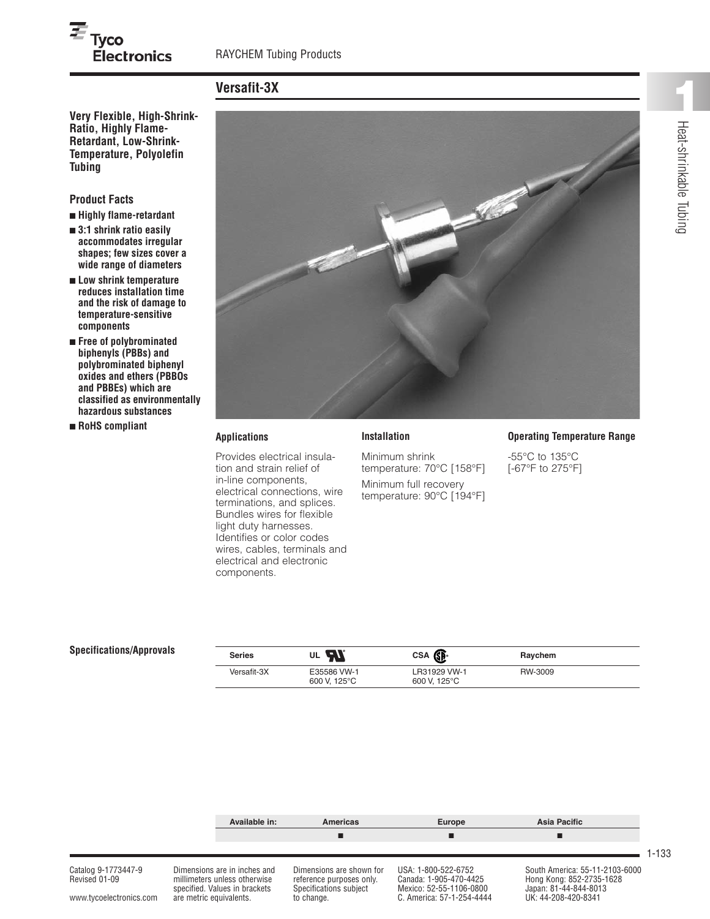# Versafit-3X

**Very Flexible, High-Shrink-Ratio, Highly Flame-Retardant, Low-Shrink-Temperature, Polyolefin Tubing**

## Product Facts

- **Highly flame-retardant**
- **3:1 shrink ratio easily accommodates irregular shapes; few sizes cover a wide range of diameters**
- **Low shrink temperature reduces installation time and the risk of damage to temperature-sensitive components**
- **Free of polybrominated biphenyls (PBBs) and polybrominated biphenyl oxides and ethers (PBBOs and PBBEs) which are classified as environmentally hazardous substances**
- **RoHS compliant**

### Applications

Provides electrical insulation and strain relief of in-line components, electrical connections, wire terminations, and splices. Bundles wires for flexible light duty harnesses. Identifies or color codes wires, cables, terminals and electrical and electronic components.

### Installation

Minimum shrink temperature: 70°C [158°F]

Minimum full recovery temperature: 90°C [194°F]

### Operating Temperature Range

-55°C to 135°C [-67°F to 275°F]

### Specifications/Approvals

| Series | UL | CSA | Raychem |
|---|---|---|---|
| Versafit-3X | E35586 VW-1 600 V, 125°C | LR31929 VW-1 600 V, 125°C | RW-3009 |

| Available in: | Americas | Europe | Asia Pacific |
|---|---|---|---|
| | ■ | ■ | ■ |

Catalog 9-1773447-9
Revised 01-09

www.tycoelectronics.com

Dimensions are in inches and millimeters unless otherwise specified. Values in brackets are metric equivalents.

Dimensions are shown for reference purposes only. Specifications subject to change.

USA: 1-800-522-6752
Canada: 1-905-470-4425
Mexico: 52-55-1106-0800
C. America: 57-1-254-4444

South America: 55-11-2103-6000
Hong Kong: 852-2735-1628
Japan: 81-44-844-8013
UK: 44-208-420-8341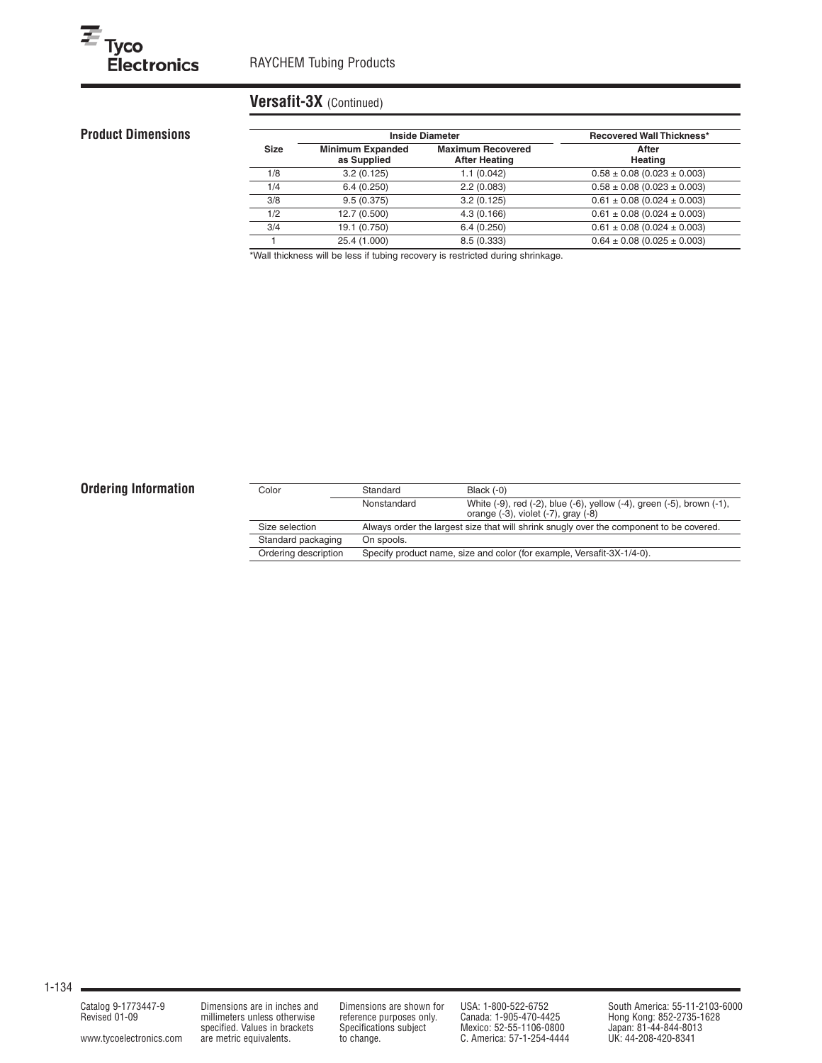## Versafit-3X (Continued)

### Product Dimensions

| | Inside Diameter | | Recovered Wall Thickness* |
|---|---|---|---|
| Size | Minimum Expanded as Supplied | Maximum Recovered After Heating | After Heating |
| 1/8 | 3.2 (0.125) | 1.1 (0.042) | 0.58 ± 0.08 (0.023 ± 0.003) |
| 1/4 | 6.4 (0.250) | 2.2 (0.083) | 0.58 ± 0.08 (0.023 ± 0.003) |
| 3/8 | 9.5 (0.375) | 3.2 (0.125) | 0.61 ± 0.08 (0.024 ± 0.003) |
| 1/2 | 12.7 (0.500) | 4.3 (0.166) | 0.61 ± 0.08 (0.024 ± 0.003) |
| 3/4 | 19.1 (0.750) | 6.4 (0.250) | 0.61 ± 0.08 (0.024 ± 0.003) |
| 1 | 25.4 (1.000) | 8.5 (0.333) | 0.64 ± 0.08 (0.025 ± 0.003) |

*Wall thickness will be less if tubing recovery is restricted during shrinkage.

### Ordering Information

| | | |
|---|---|---|
| Color | Standard | Black (-0) |
| | Nonstandard | White (-9), red (-2), blue (-6), yellow (-4), green (-5), brown (-1), orange (-3), violet (-7), gray (-8) |
| Size selection | Always order the largest size that will shrink snugly over the component to be covered. | |
| Standard packaging | On spools. | |
| Ordering description | Specify product name, size and color (for example, Versafit-3X-1/4-0). | |

Catalog 9-1773447-9
Revised 01-09

www.tycoelectronics.com

Dimensions are in inches and millimeters unless otherwise specified. Values in brackets are metric equivalents.

Dimensions are shown for reference purposes only. Specifications subject to change.

USA: 1-800-522-6752
Canada: 1-905-470-4425
Mexico: 52-55-1106-0800
C. America: 57-1-254-4444

South America: 55-11-2103-6000
Hong Kong: 852-2735-1628
Japan: 81-44-844-8013
UK: 44-208-420-8341